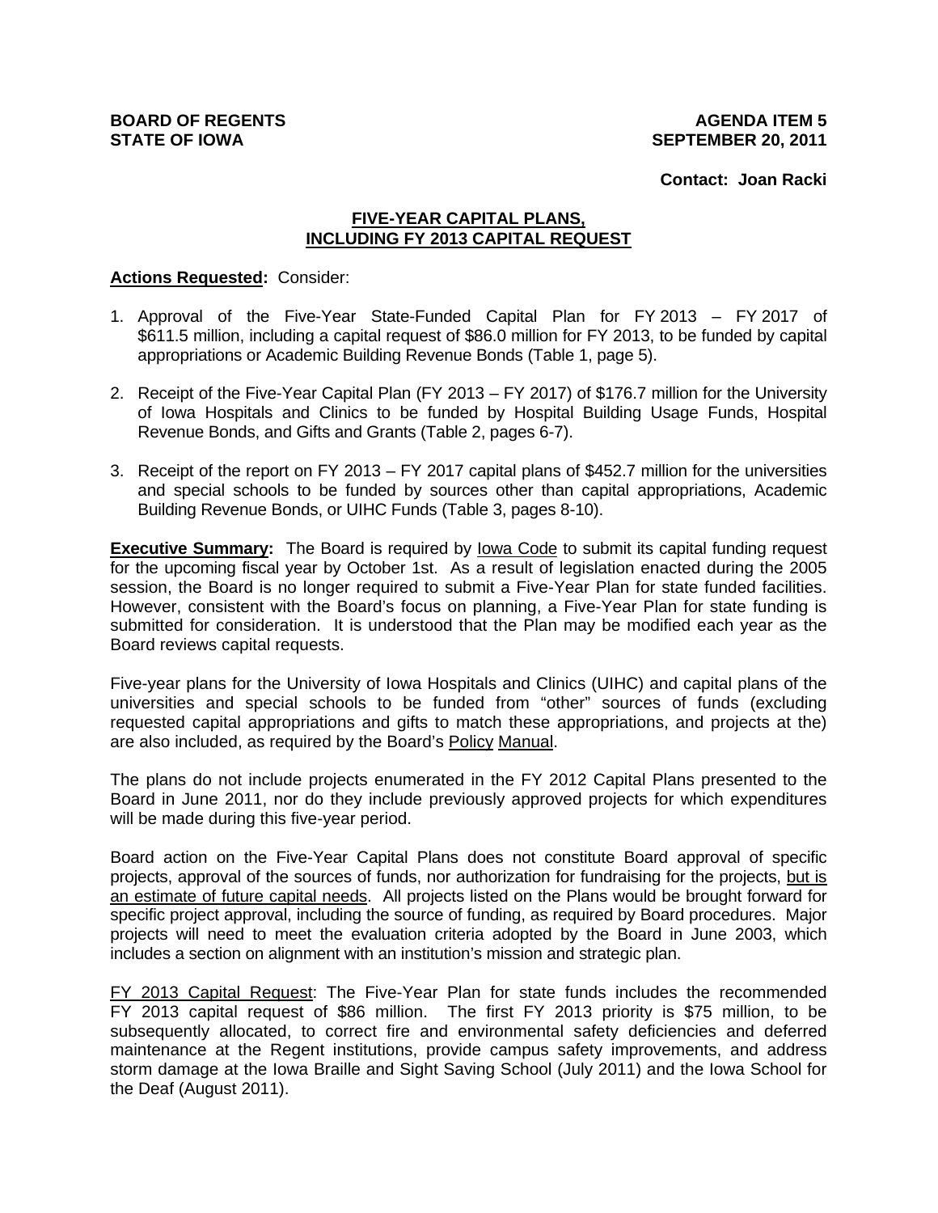**BOARD OF REGENTS**
**STATE OF IOWA**

**AGENDA ITEM 5**
**SEPTEMBER 20, 2011**

**Contact: Joan Racki**

## FIVE-YEAR CAPITAL PLANS, INCLUDING FY 2013 CAPITAL REQUEST

**Actions Requested:** Consider:

1. Approval of the Five-Year State-Funded Capital Plan for FY 2013 – FY 2017 of $611.5 million, including a capital request of $86.0 million for FY 2013, to be funded by capital appropriations or Academic Building Revenue Bonds (Table 1, page 5).

2. Receipt of the Five-Year Capital Plan (FY 2013 – FY 2017) of $176.7 million for the University of Iowa Hospitals and Clinics to be funded by Hospital Building Usage Funds, Hospital Revenue Bonds, and Gifts and Grants (Table 2, pages 6-7).

3. Receipt of the report on FY 2013 – FY 2017 capital plans of $452.7 million for the universities and special schools to be funded by sources other than capital appropriations, Academic Building Revenue Bonds, or UIHC Funds (Table 3, pages 8-10).

**Executive Summary:** The Board is required by Iowa Code to submit its capital funding request for the upcoming fiscal year by October 1st. As a result of legislation enacted during the 2005 session, the Board is no longer required to submit a Five-Year Plan for state funded facilities. However, consistent with the Board's focus on planning, a Five-Year Plan for state funding is submitted for consideration. It is understood that the Plan may be modified each year as the Board reviews capital requests.

Five-year plans for the University of Iowa Hospitals and Clinics (UIHC) and capital plans of the universities and special schools to be funded from "other" sources of funds (excluding requested capital appropriations and gifts to match these appropriations, and projects at the) are also included, as required by the Board's Policy Manual.

The plans do not include projects enumerated in the FY 2012 Capital Plans presented to the Board in June 2011, nor do they include previously approved projects for which expenditures will be made during this five-year period.

Board action on the Five-Year Capital Plans does not constitute Board approval of specific projects, approval of the sources of funds, nor authorization for fundraising for the projects, but is an estimate of future capital needs. All projects listed on the Plans would be brought forward for specific project approval, including the source of funding, as required by Board procedures. Major projects will need to meet the evaluation criteria adopted by the Board in June 2003, which includes a section on alignment with an institution's mission and strategic plan.

FY 2013 Capital Request: The Five-Year Plan for state funds includes the recommended FY 2013 capital request of $86 million. The first FY 2013 priority is $75 million, to be subsequently allocated, to correct fire and environmental safety deficiencies and deferred maintenance at the Regent institutions, provide campus safety improvements, and address storm damage at the Iowa Braille and Sight Saving School (July 2011) and the Iowa School for the Deaf (August 2011).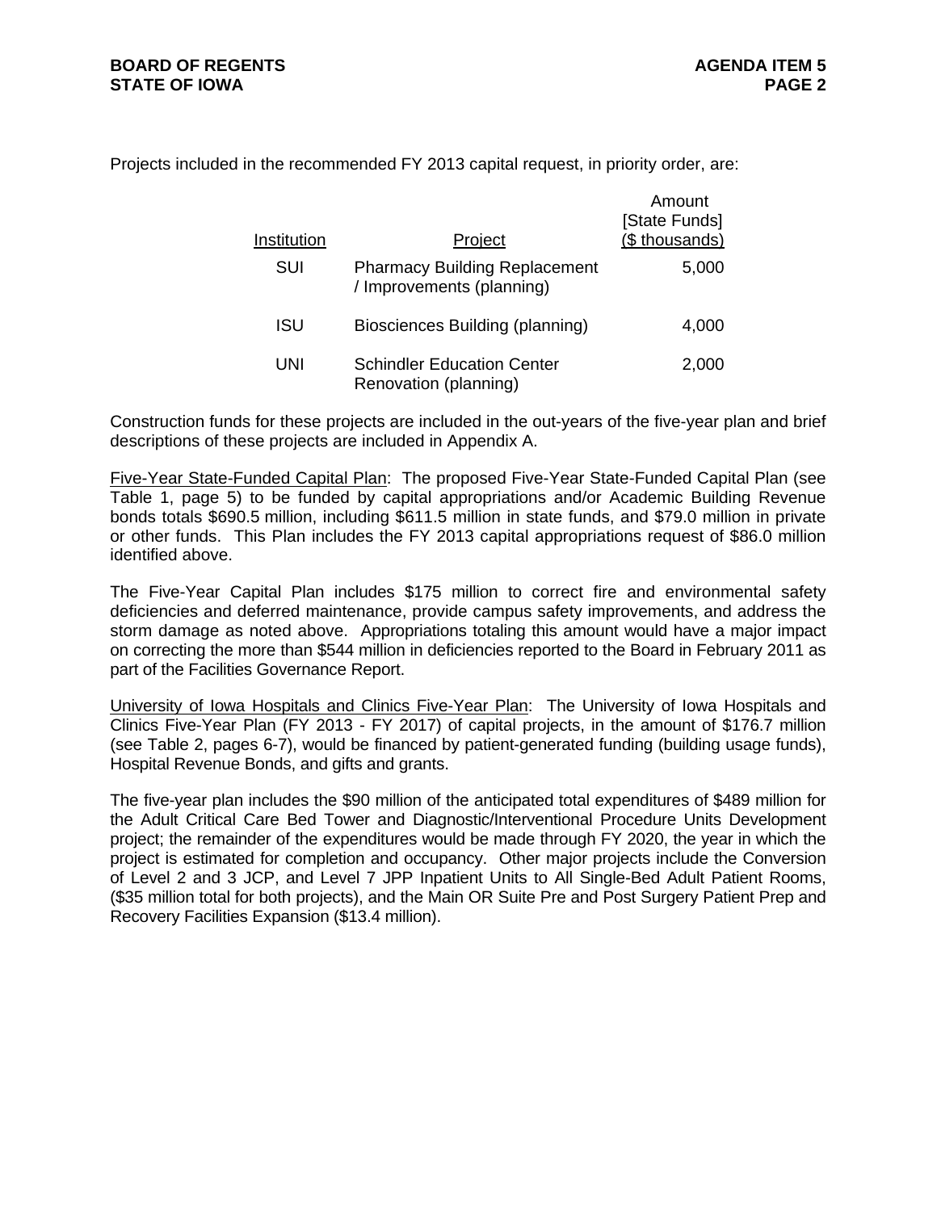Projects included in the recommended FY 2013 capital request, in priority order, are:

| Institution | Project | Amount [State Funds] ($ thousands) |
|---|---|---|
| SUI | Pharmacy Building Replacement / Improvements (planning) | 5,000 |
| ISU | Biosciences Building (planning) | 4,000 |
| UNI | Schindler Education Center Renovation (planning) | 2,000 |

Construction funds for these projects are included in the out-years of the five-year plan and brief descriptions of these projects are included in Appendix A.

Five-Year State-Funded Capital Plan: The proposed Five-Year State-Funded Capital Plan (see Table 1, page 5) to be funded by capital appropriations and/or Academic Building Revenue bonds totals $690.5 million, including $611.5 million in state funds, and $79.0 million in private or other funds. This Plan includes the FY 2013 capital appropriations request of $86.0 million identified above.

The Five-Year Capital Plan includes $175 million to correct fire and environmental safety deficiencies and deferred maintenance, provide campus safety improvements, and address the storm damage as noted above. Appropriations totaling this amount would have a major impact on correcting the more than $544 million in deficiencies reported to the Board in February 2011 as part of the Facilities Governance Report.

University of Iowa Hospitals and Clinics Five-Year Plan: The University of Iowa Hospitals and Clinics Five-Year Plan (FY 2013 - FY 2017) of capital projects, in the amount of $176.7 million (see Table 2, pages 6-7), would be financed by patient-generated funding (building usage funds), Hospital Revenue Bonds, and gifts and grants.

The five-year plan includes the $90 million of the anticipated total expenditures of $489 million for the Adult Critical Care Bed Tower and Diagnostic/Interventional Procedure Units Development project; the remainder of the expenditures would be made through FY 2020, the year in which the project is estimated for completion and occupancy. Other major projects include the Conversion of Level 2 and 3 JCP, and Level 7 JPP Inpatient Units to All Single-Bed Adult Patient Rooms, ($35 million total for both projects), and the Main OR Suite Pre and Post Surgery Patient Prep and Recovery Facilities Expansion ($13.4 million).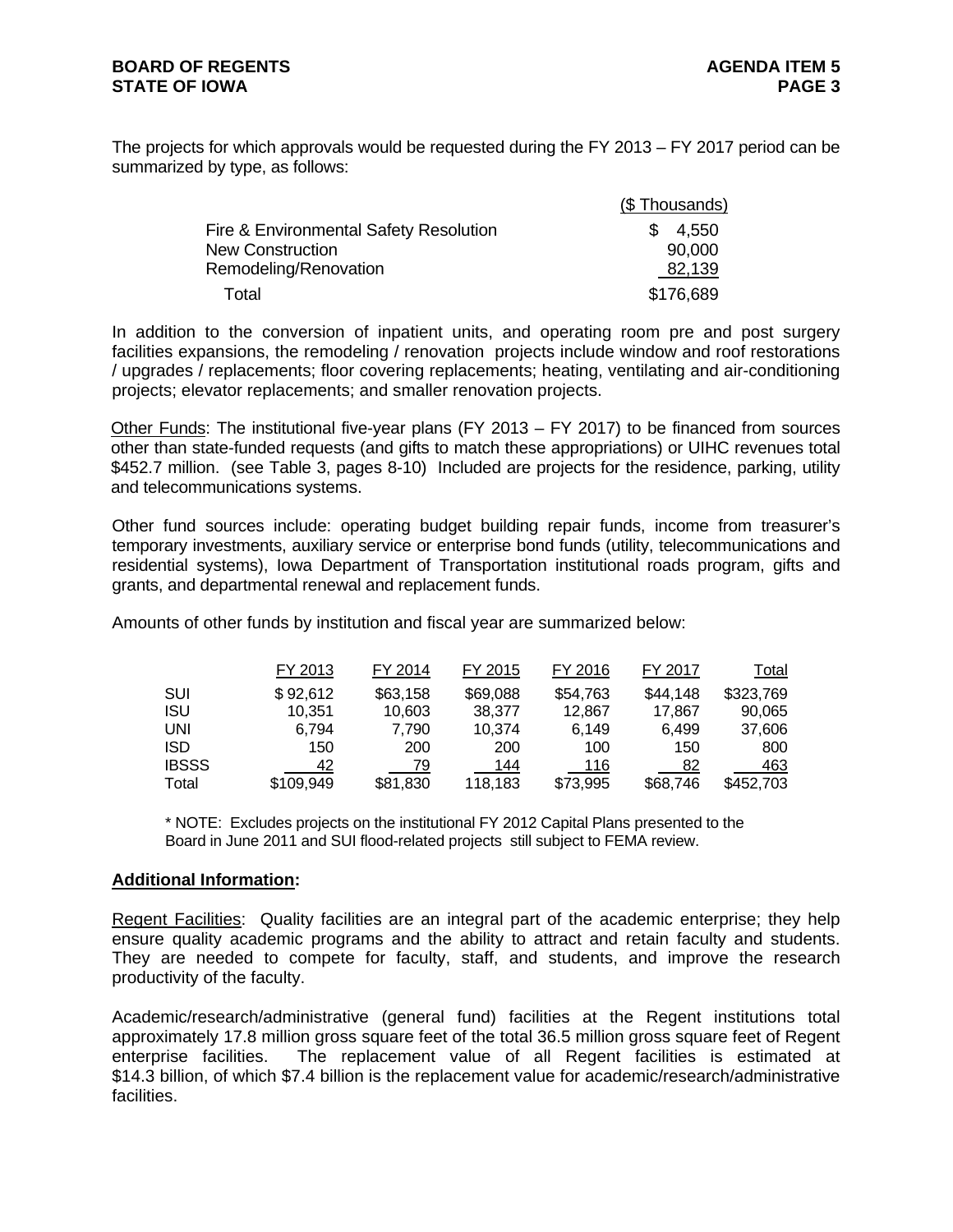The projects for which approvals would be requested during the FY 2013 – FY 2017 period can be summarized by type, as follows:

| | ($ Thousands) |
|---|---|
| Fire & Environmental Safety Resolution | $ 4,550 |
| New Construction | 90,000 |
| Remodeling/Renovation | 82,139 |
| Total | $176,689 |

In addition to the conversion of inpatient units, and operating room pre and post surgery facilities expansions, the remodeling / renovation projects include window and roof restorations / upgrades / replacements; floor covering replacements; heating, ventilating and air-conditioning projects; elevator replacements; and smaller renovation projects.

Other Funds: The institutional five-year plans (FY 2013 – FY 2017) to be financed from sources other than state-funded requests (and gifts to match these appropriations) or UIHC revenues total $452.7 million. (see Table 3, pages 8-10) Included are projects for the residence, parking, utility and telecommunications systems.

Other fund sources include: operating budget building repair funds, income from treasurer's temporary investments, auxiliary service or enterprise bond funds (utility, telecommunications and residential systems), Iowa Department of Transportation institutional roads program, gifts and grants, and departmental renewal and replacement funds.

Amounts of other funds by institution and fiscal year are summarized below:

| | FY 2013 | FY 2014 | FY 2015 | FY 2016 | FY 2017 | Total |
|---|---|---|---|---|---|---|
| SUI | $ 92,612 | $63,158 | $69,088 | $54,763 | $44,148 | $323,769 |
| ISU | 10,351 | 10,603 | 38,377 | 12,867 | 17,867 | 90,065 |
| UNI | 6,794 | 7,790 | 10,374 | 6,149 | 6,499 | 37,606 |
| ISD | 150 | 200 | 200 | 100 | 150 | 800 |
| IBSSS | 42 | 79 | 144 | 116 | 82 | 463 |
| Total | $109,949 | $81,830 | 118,183 | $73,995 | $68,746 | $452,703 |

\* NOTE: Excludes projects on the institutional FY 2012 Capital Plans presented to the Board in June 2011 and SUI flood-related projects still subject to FEMA review.

**Additional Information:**

Regent Facilities: Quality facilities are an integral part of the academic enterprise; they help ensure quality academic programs and the ability to attract and retain faculty and students. They are needed to compete for faculty, staff, and students, and improve the research productivity of the faculty.

Academic/research/administrative (general fund) facilities at the Regent institutions total approximately 17.8 million gross square feet of the total 36.5 million gross square feet of Regent enterprise facilities. The replacement value of all Regent facilities is estimated at $14.3 billion, of which $7.4 billion is the replacement value for academic/research/administrative facilities.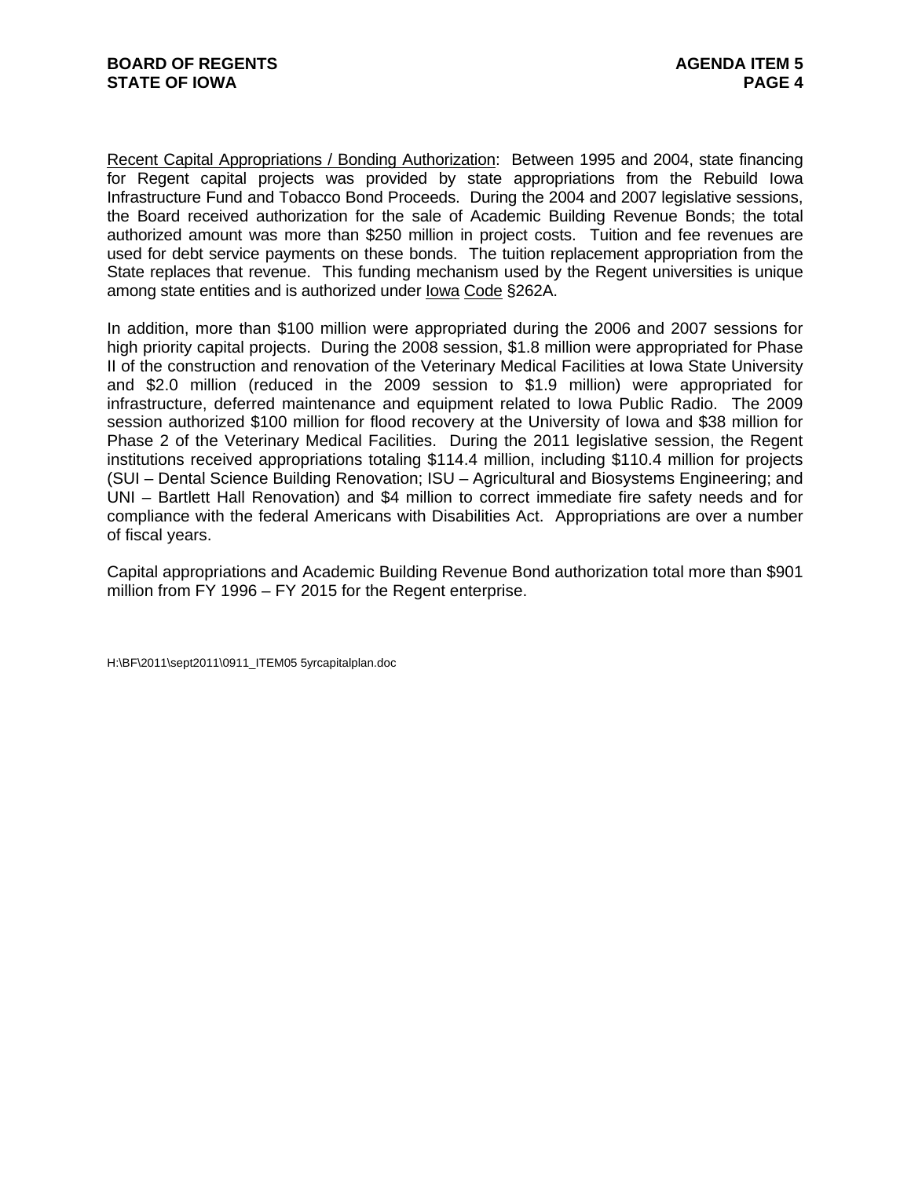Recent Capital Appropriations / Bonding Authorization: Between 1995 and 2004, state financing for Regent capital projects was provided by state appropriations from the Rebuild Iowa Infrastructure Fund and Tobacco Bond Proceeds. During the 2004 and 2007 legislative sessions, the Board received authorization for the sale of Academic Building Revenue Bonds; the total authorized amount was more than $250 million in project costs. Tuition and fee revenues are used for debt service payments on these bonds. The tuition replacement appropriation from the State replaces that revenue. This funding mechanism used by the Regent universities is unique among state entities and is authorized under Iowa Code §262A.

In addition, more than $100 million were appropriated during the 2006 and 2007 sessions for high priority capital projects. During the 2008 session, $1.8 million were appropriated for Phase II of the construction and renovation of the Veterinary Medical Facilities at Iowa State University and $2.0 million (reduced in the 2009 session to $1.9 million) were appropriated for infrastructure, deferred maintenance and equipment related to Iowa Public Radio. The 2009 session authorized $100 million for flood recovery at the University of Iowa and $38 million for Phase 2 of the Veterinary Medical Facilities. During the 2011 legislative session, the Regent institutions received appropriations totaling $114.4 million, including $110.4 million for projects (SUI – Dental Science Building Renovation; ISU – Agricultural and Biosystems Engineering; and UNI – Bartlett Hall Renovation) and $4 million to correct immediate fire safety needs and for compliance with the federal Americans with Disabilities Act. Appropriations are over a number of fiscal years.

Capital appropriations and Academic Building Revenue Bond authorization total more than $901 million from FY 1996 – FY 2015 for the Regent enterprise.

H:\BF\2011\sept2011\0911_ITEM05 5yrcapitalplan.doc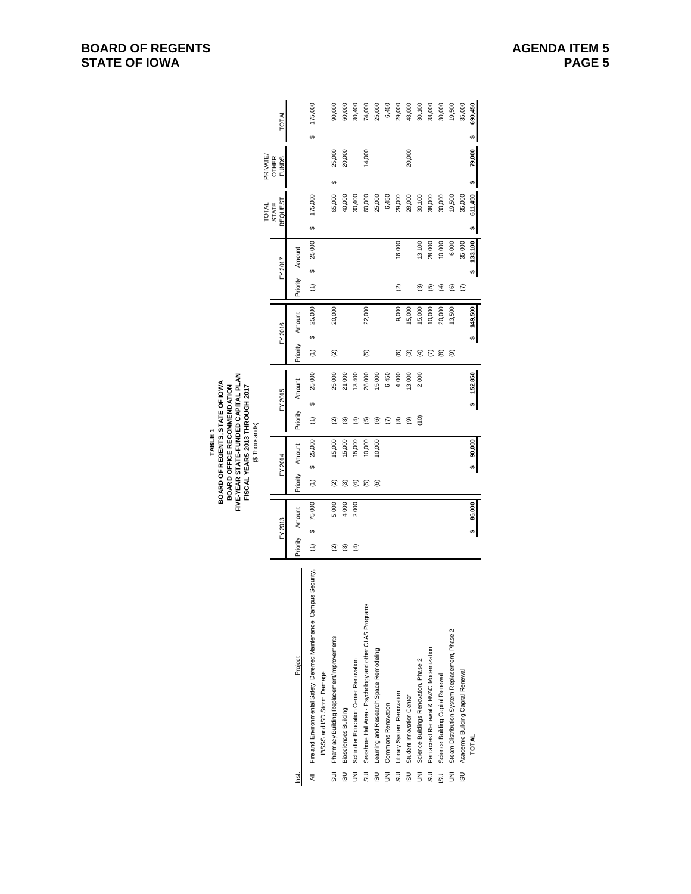**TABLE 1**
**BOARD OF REGENTS, STATE OF IOWA**
**BOARD OFFICE RECOMMENDATION**
**FIVE-YEAR STATE-FUNDED CAPITAL PLAN**
**FISCAL YEARS 2013 THROUGH 2017**
($ Thousands)

| Inst. | Project | FY 2013 Priority | FY 2013 Amount | FY 2014 Priority | FY 2014 Amount | FY 2015 Priority | FY 2015 Amount | FY 2016 Priority | FY 2016 Amount | FY 2017 Priority | FY 2017 Amount | TOTAL STATE REQUEST | PRIVATE/ OTHER FUNDS | TOTAL |
|---|---|---|---|---|---|---|---|---|---|---|---|---|---|---|
| All | Fire and Environmental Safety, Deferred Maintenance, Campus Security, IBSSS and ISD Storm Damage | (1) | $ 75,000 | (1) | $ 25,000 | (1) | $ 25,000 | (1) | $ 25,000 | (1) | $ 25,000 | $ 175,000 | | $ 175,000 |
| SUI | Pharmacy Building Replacement/Improvements | (2) | 5,000 | (2) | 15,000 | (2) | 25,000 | (2) | 20,000 | | | 65,000 | $ 25,000 | 90,000 |
| ISU | Biosciences Building | (3) | 4,000 | (3) | 15,000 | (3) | 21,000 | | | | | 40,000 | 20,000 | 60,000 |
| UNI | Schindler Education Center Renovation | (4) | 2,000 | (4) | 15,000 | (4) | 13,400 | | | | | 30,400 | | 30,400 |
| SUI | Seashore Hall Area - Psychology and other CLAS Programs | | | (5) | 10,000 | (5) | 28,000 | (5) | 22,000 | | | 60,000 | 14,000 | 74,000 |
| ISU | Learning and Research Space Remodeling | | | (6) | 10,000 | (6) | 15,000 | | | | | 25,000 | | 25,000 |
| UNI | Commons Renovation | | | | | (7) | 6,450 | | | | | 6,450 | | 6,450 |
| SUI | Library System Renovation | | | | | (8) | 4,000 | (6) | 9,000 | (2) | 16,000 | 29,000 | | 29,000 |
| ISU | Student Innovation Center | | | | | (9) | 13,000 | (3) | 15,000 | | | 28,000 | 20,000 | 48,000 |
| UNI | Science Buildings Renovation, Phase 2 | | | | | (10) | 2,000 | (4) | 15,000 | (3) | 13,100 | 30,100 | | 30,100 |
| SUI | Pentacrest Renewal & HVAC Modernization | | | | | | | (7) | 10,000 | (5) | 28,000 | 38,000 | | 38,000 |
| ISU | Science Building Capital Renewal | | | | | | | (8) | 20,000 | (4) | 10,000 | 30,000 | | 30,000 |
| UNI | Steam Distribution System Replacement, Phase 2 | | | | | | | (9) | 13,500 | (6) | 6,000 | 19,500 | | 19,500 |
| ISU | Academic Building Capital Renewal | | | | | | | | | (7) | 35,000 | 35,000 | | 35,000 |
| | **TOTAL** | | **$ 86,000** | | **$ 90,000** | | **$ 152,850** | | **$ 149,500** | | **$ 133,100** | **$ 611,450** | **$ 79,000** | **$ 690,450** |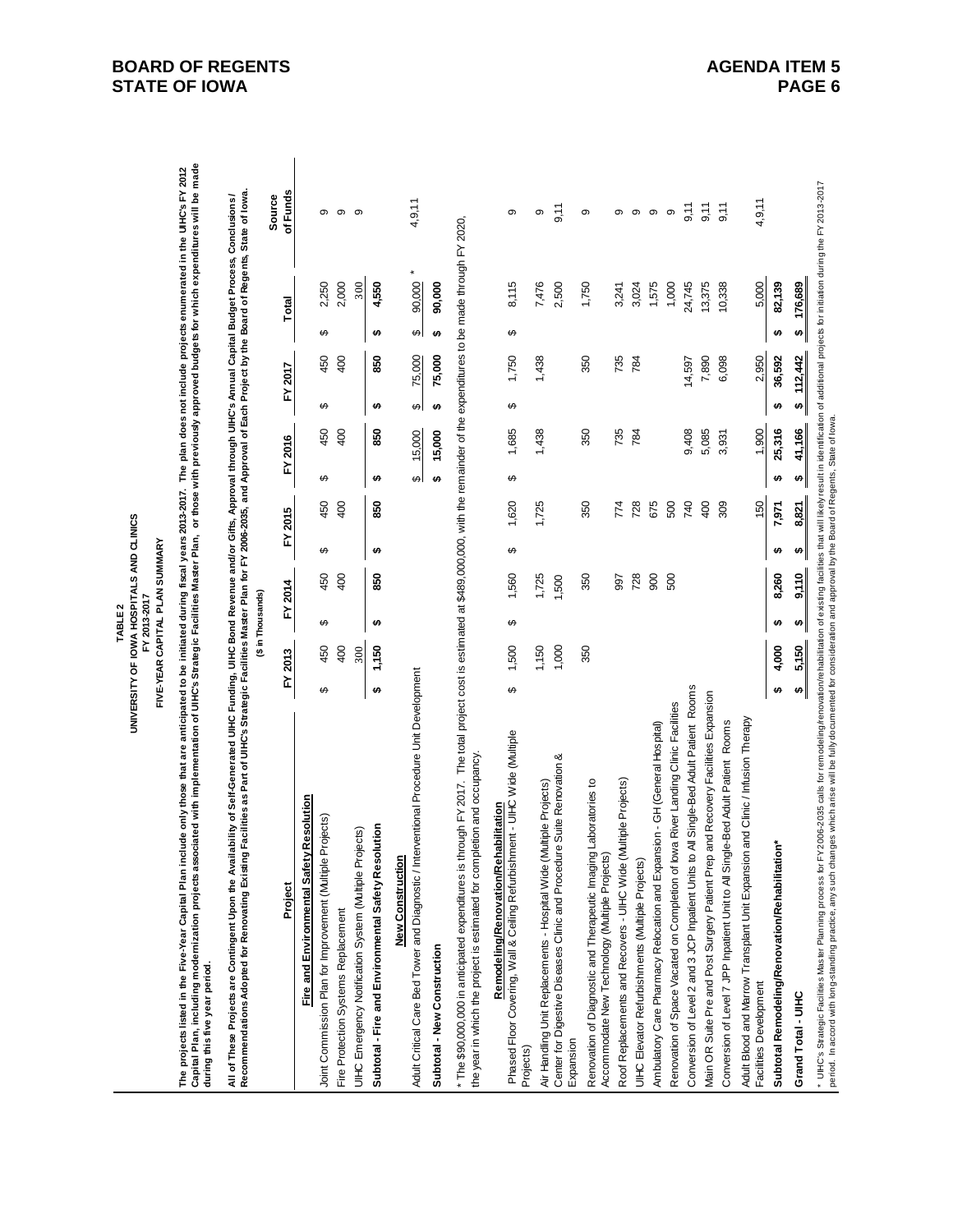**BOARD OF REGENTS**
**STATE OF IOWA**

**AGENDA ITEM 5**

**TABLE 2**
**UNIVERSITY OF IOWA HOSPITALS AND CLINICS**
**FY 2013-2017**
**FIVE-YEAR CAPITAL PLAN SUMMARY**

**The projects listed in the Five-Year Capital Plan include only those that are anticipated to be initiated during fiscal years 2013-2017. The plan does not include projects enumerated in the UIHC's FY 2012 Capital Plan, including modernization projects associated with implementation of UIHC's Strategic Facilities Master Plan, or those with previously approved budgets for which expenditures will be made during this five year period.**

**All of These Projects are Contingent Upon the Availability of Self-Generated UIHC Funding, UIHC Bond Revenue and/or Gifts, Approval through UIHC's Annual Capital Budget Process, Conclusions / Recommendations Adopted for Renovating Existing Facilities as Part of UIHC's Strategic Facilities Master Plan for FY 2006-2035, and Approval of Each Project by the Board of Regents, State of Iowa.**

($ in Thousands)

| Project | FY 2013 | FY 2014 | FY 2015 | FY 2016 | FY 2017 | Total | Source of Funds |
|---|---|---|---|---|---|---|---|
| **Fire and Environmental Safety Resolution** | | | | | | | |
| Joint Commission Plan for Improvement (Multiple Projects) | $ 450 | $ 450 | $ 450 | $ 450 | $ 450 | $ 2,250 | 9 |
| Fire Protection Systems Replacement | 400 | 400 | 400 | 400 | 400 | 2,000 | 9 |
| UIHC Emergency Notification System (Multiple Projects) | 300 | | | | | 300 | 9 |
| **Subtotal - Fire and Environmental Safety Resolution** | **$ 1,150** | **$ 850** | **$ 850** | **$ 850** | **$ 850** | **$ 4,550** | |
| **New Construction** | | | | | | | |
| Adult Critical Care Bed Tower and Diagnostic / Interventional Procedure Unit Development | | | | $ 15,000 | $ 75,000 | $ 90,000 * | 4,9,11 |
| **Subtotal - New Construction** | | | | **$ 15,000** | **$ 75,000** | **$ 90,000** | |
| * The $90,000,000 in anticipated expenditures is through FY 2017. The total project cost is estimated at $489,000,000, with the remainder of the expenditures to be made through FY 2020, the year in which the project is estimated for completion and occupancy. | | | | | | | |
| **Remodeling/Renovation/Rehabilitation** | | | | | | | |
| Phased Floor Covering, Wall & Ceiling Refurbishment - UIHC Wide (Multiple Projects) | $ 1,500 | $ 1,560 | $ 1,620 | $ 1,685 | $ 1,750 | $ 8,115 | 9 |
| Air Handling Unit Replacements - Hospital Wide (Multiple Projects) | 1,150 | 1,725 | 1,725 | 1,438 | 1,438 | 7,476 | 9 |
| Center for Digestive Diseases Clinic and Procedure Suite Renovation & Expansion | 1,000 | 1,500 | | | | 2,500 | 9,11 |
| Renovation of Diagnostic and Therapeutic Imaging Laboratories to Accommodate New Technology (Multiple Projects) | 350 | 350 | 350 | 350 | 350 | 1,750 | 9 |
| Roof Replacements and Recovers - UIHC Wide (Multiple Projects) | | 997 | 774 | 735 | 735 | 3,241 | 9 |
| UIHC Elevator Refurbishments (Multiple Projects) | | 728 | 728 | 784 | 784 | 3,024 | 9 |
| Ambulatory Care Pharmacy Relocation and Expansion - GH (General Hospital) | | 900 | 675 | | | 1,575 | 9 |
| Renovation of Space Vacated on Completion of Iowa River Landing Clinic Facilities | | 500 | 500 | | | 1,000 | 9 |
| Conversion of Level 2 and 3 JCP Inpatient Units to All Single-Bed Adult Patient Rooms | | | 740 | 9,408 | 14,597 | 24,745 | 9,11 |
| Main OR Suite Pre and Post Surgery Patient Prep and Recovery Facilities Expansion | | | 400 | 5,085 | 7,890 | 13,375 | 9,11 |
| Conversion of Level 7 JPP Inpatient Unit to All Single-Bed Adult Patient Rooms | | | 309 | 3,931 | 6,098 | 10,338 | 9,11 |
| Adult Blood and Marrow Transplant Unit Expansion and Clinic / Infusion Therapy Facilities Development | | | 150 | 1,900 | 2,950 | 5,000 | 4,9,11 |
| **Subtotal Remodeling/Renovation/Rehabilitation*** | **$ 4,000** | **$ 8,260** | **$ 7,971** | **$ 25,316** | **$ 36,592** | **$ 82,139** | |
| **Grand Total - UIHC** | **$ 5,150** | **$ 9,110** | **$ 8,821** | **$ 41,166** | **$ 112,442** | **$ 176,689** | |

* UIHC's Strategic Facilities Master Planning process for FY 2006-2035 calls for remodeling/renovation/rehabilitation of existing facilities that will likely result in identification of additional projects for initiation during the FY 2013-2017 period. In accord with long-standing practice, any such changes which arise will be fully documented for consideration and approval by the Board of Regents, State of Iowa.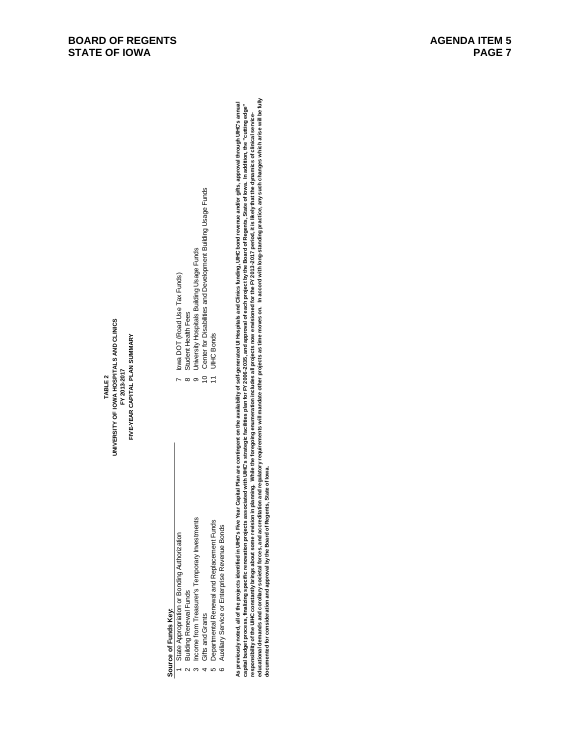**BOARD OF REGENTS**
**STATE OF IOWA**

**AGENDA ITEM 5**

**TABLE 2**
**UNIVERSITY OF IOWA HOSPITALS AND CLINICS**
**FY 2013-2017**
**FIVE-YEAR CAPITAL PLAN SUMMARY**

**Source of Funds Key:**

1 State Appropriation or Bonding Authorization
2 Building Renewal Funds
3 Income from Treasurer's Temporary Investments
4 Gifts and Grants
5 Departmental Renewal and Replacement Funds
6 Auxiliary Service or Enterprise Revenue Bonds
7 Iowa DOT (Road Use Tax Funds)
8 Student Health Fees
9 University Hospitals Building Usage Funds
10 Center for Disabilities and Development Building Usage Funds
11 UIHC Bonds

**As previously noted, all of the projects identified in UIHC's Five Year Capital Plan are contingent on the availability of self-generated UI Hospitals and Clinics funding, UIHC bond revenue and/or gifts, approval through UIHC's annual capital budget process, finalizing specific renovation projects associated with UIHC's strategic facilities plan for FY 2006-2035, and approval of each project by the Board of Regents, State of Iowa. In addition, the "cutting edge" responsibility of the UIHC constantly brings about some revision in planning. While the foregoing enumeration includes all projects now envisioned for the FY 2013-2017 period, it is likely that the dynamics of clinical service-educational demands and corollary societal forces, and accreditation and regulatory requirements will mandate other projects as time moves on. In accord with long-standing practice, any such changes which arise will be fully documented for consideration and approval by the Board of Regents, State of Iowa.**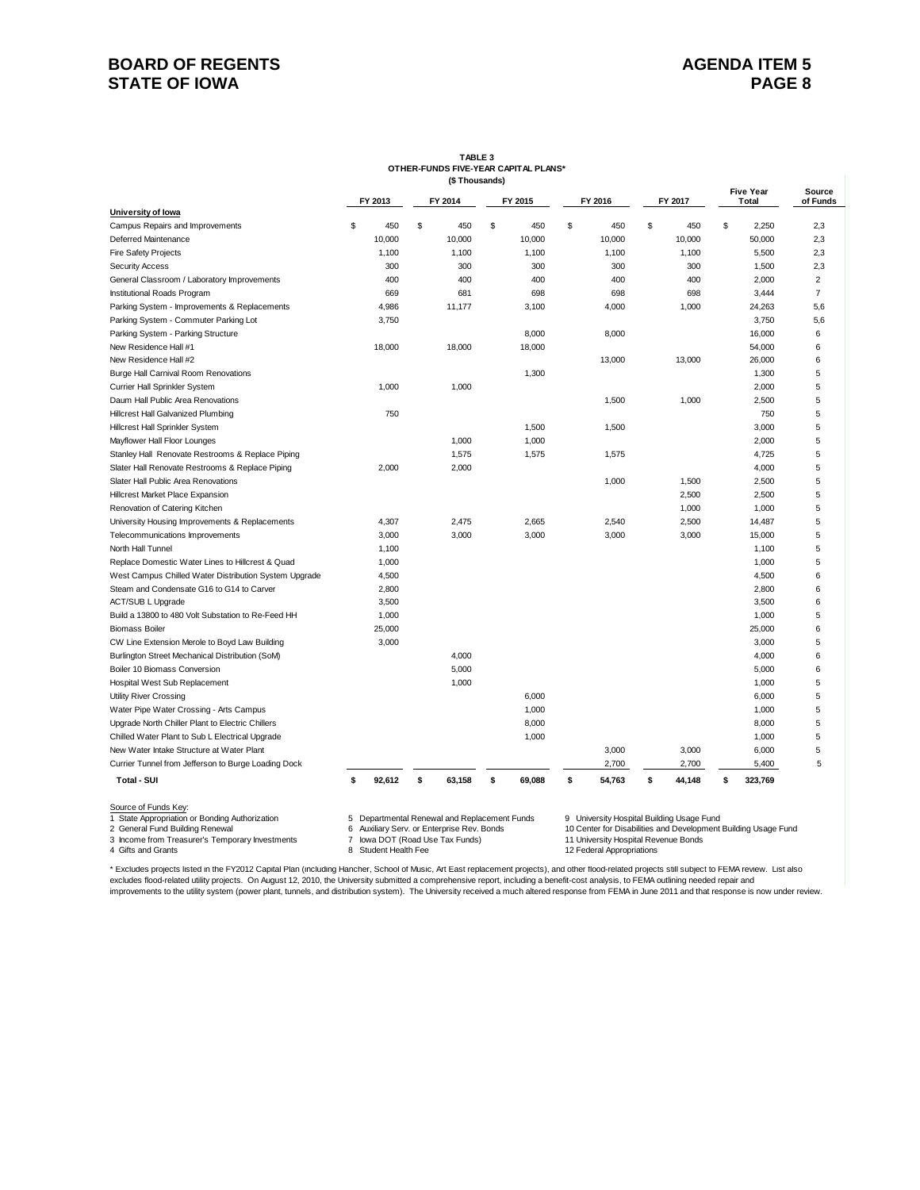**TABLE 3**
**OTHER-FUNDS FIVE-YEAR CAPITAL PLANS***
**($ Thousands)**

| | FY 2013 | FY 2014 | FY 2015 | FY 2016 | FY 2017 | Five Year Total | Source of Funds |
|---|---|---|---|---|---|---|---|
| **University of Iowa** | | | | | | | |
| Campus Repairs and Improvements | $ 450 | $ 450 | $ 450 | $ 450 | $ 450 | $ 2,250 | 2,3 |
| Deferred Maintenance | 10,000 | 10,000 | 10,000 | 10,000 | 10,000 | 50,000 | 2,3 |
| Fire Safety Projects | 1,100 | 1,100 | 1,100 | 1,100 | 1,100 | 5,500 | 2,3 |
| Security Access | 300 | 300 | 300 | 300 | 300 | 1,500 | 2,3 |
| General Classroom / Laboratory Improvements | 400 | 400 | 400 | 400 | 400 | 2,000 | 2 |
| Institutional Roads Program | 669 | 681 | 698 | 698 | 698 | 3,444 | 7 |
| Parking System - Improvements & Replacements | 4,986 | 11,177 | 3,100 | 4,000 | 1,000 | 24,263 | 5,6 |
| Parking System - Commuter Parking Lot | 3,750 | | | | | 3,750 | 5,6 |
| Parking System - Parking Structure | | | 8,000 | 8,000 | | 16,000 | 6 |
| New Residence Hall #1 | 18,000 | 18,000 | 18,000 | | | 54,000 | 6 |
| New Residence Hall #2 | | | | 13,000 | 13,000 | 26,000 | 6 |
| Burge Hall Carnival Room Renovations | | | 1,300 | | | 1,300 | 5 |
| Currier Hall Sprinkler System | 1,000 | 1,000 | | | | 2,000 | 5 |
| Daum Hall Public Area Renovations | | | | 1,500 | 1,000 | 2,500 | 5 |
| Hillcrest Hall Galvanized Plumbing | 750 | | | | | 750 | 5 |
| Hillcrest Hall Sprinkler System | | | 1,500 | 1,500 | | 3,000 | 5 |
| Mayflower Hall Floor Lounges | | 1,000 | 1,000 | | | 2,000 | 5 |
| Stanley Hall Renovate Restrooms & Replace Piping | | 1,575 | 1,575 | 1,575 | | 4,725 | 5 |
| Slater Hall Renovate Restrooms & Replace Piping | 2,000 | 2,000 | | | | 4,000 | 5 |
| Slater Hall Public Area Renovations | | | | 1,000 | 1,500 | 2,500 | 5 |
| Hillcrest Market Place Expansion | | | | | 2,500 | 2,500 | 5 |
| Renovation of Catering Kitchen | | | | | 1,000 | 1,000 | 5 |
| University Housing Improvements & Replacements | 4,307 | 2,475 | 2,665 | 2,540 | 2,500 | 14,487 | 5 |
| Telecommunications Improvements | 3,000 | 3,000 | 3,000 | 3,000 | 3,000 | 15,000 | 5 |
| North Hall Tunnel | 1,100 | | | | | 1,100 | 5 |
| Replace Domestic Water Lines to Hillcrest & Quad | 1,000 | | | | | 1,000 | 5 |
| West Campus Chilled Water Distribution System Upgrade | 4,500 | | | | | 4,500 | 6 |
| Steam and Condensate G16 to G14 to Carver | 2,800 | | | | | 2,800 | 6 |
| ACT/SUB L Upgrade | 3,500 | | | | | 3,500 | 6 |
| Build a 13800 to 480 Volt Substation to Re-Feed HH | 1,000 | | | | | 1,000 | 5 |
| Biomass Boiler | 25,000 | | | | | 25,000 | 6 |
| CW Line Extension Merole to Boyd Law Building | 3,000 | | | | | 3,000 | 5 |
| Burlington Street Mechanical Distribution (SoM) | | 4,000 | | | | 4,000 | 6 |
| Boiler 10 Biomass Conversion | | 5,000 | | | | 5,000 | 6 |
| Hospital West Sub Replacement | | 1,000 | | | | 1,000 | 5 |
| Utility River Crossing | | | 6,000 | | | 6,000 | 5 |
| Water Pipe Water Crossing - Arts Campus | | | 1,000 | | | 1,000 | 5 |
| Upgrade North Chiller Plant to Electric Chillers | | | 8,000 | | | 8,000 | 5 |
| Chilled Water Plant to Sub L Electrical Upgrade | | | 1,000 | | | 1,000 | 5 |
| New Water Intake Structure at Water Plant | | | | 3,000 | 3,000 | 6,000 | 5 |
| Currier Tunnel from Jefferson to Burge Loading Dock | | | | 2,700 | 2,700 | 5,400 | 5 |
| **Total - SUI** | **$ 92,612** | **$ 63,158** | **$ 69,088** | **$ 54,763** | **$ 44,148** | **$ 323,769** | |

Source of Funds Key:

1 State Appropriation or Bonding Authorization
2 General Fund Building Renewal
3 Income from Treasurer's Temporary Investments
4 Gifts and Grants
5 Departmental Renewal and Replacement Funds
6 Auxiliary Serv. or Enterprise Rev. Bonds
7 Iowa DOT (Road Use Tax Funds)
8 Student Health Fee
9 University Hospital Building Usage Fund
10 Center for Disabilities and Development Building Usage Fund
11 University Hospital Revenue Bonds
12 Federal Appropriations

\* Excludes projects listed in the FY2012 Capital Plan (including Hancher, School of Music, Art East replacement projects), and other flood-related projects still subject to FEMA review. List also excludes flood-related utility projects. On August 12, 2010, the University submitted a comprehensive report, including a benefit-cost analysis, to FEMA outlining needed repair and improvements to the utility system (power plant, tunnels, and distribution system). The University received a much altered response from FEMA in June 2011 and that response is now under review.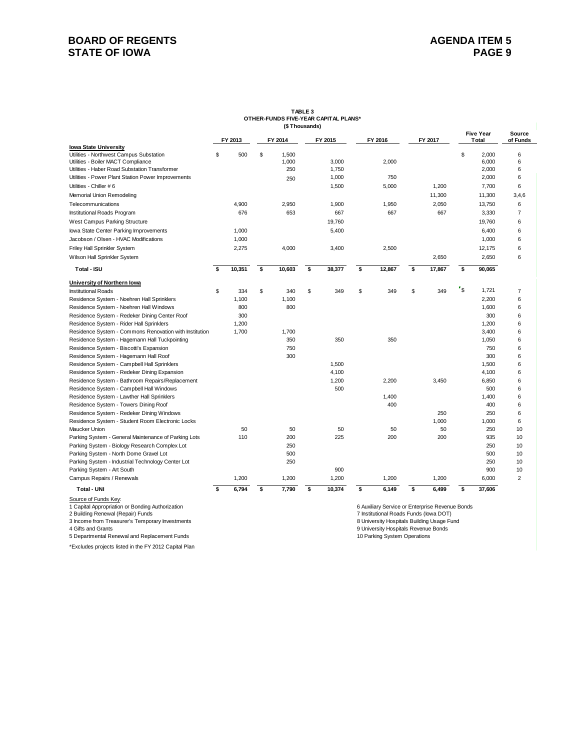**TABLE 3**
**OTHER-FUNDS FIVE-YEAR CAPITAL PLANS\***
**($ Thousands)**

| | FY 2013 | FY 2014 | FY 2015 | FY 2016 | FY 2017 | Five Year Total | Source of Funds |
|---|---|---|---|---|---|---|---|
| **Iowa State University** | | | | | | | |
| Utilities - Northwest Campus Substation | $ 500 | $ 1,500 | | | | $ 2,000 | 6 |
| Utilities - Boiler MACT Compliance | | 1,000 | 3,000 | 2,000 | | 6,000 | 6 |
| Utilities - Haber Road Substation Transformer | | 250 | 1,750 | | | 2,000 | 6 |
| Utilities - Power Plant Station Power Improvements | | 250 | 1,000 | 750 | | 2,000 | 6 |
| Utilities - Chiller # 6 | | | 1,500 | 5,000 | 1,200 | 7,700 | 6 |
| Memorial Union Remodeling | | | | | 11,300 | 11,300 | 3,4,6 |
| Telecommunications | 4,900 | 2,950 | 1,900 | 1,950 | 2,050 | 13,750 | 6 |
| Institutional Roads Program | 676 | 653 | 667 | 667 | 667 | 3,330 | 7 |
| West Campus Parking Structure | | | 19,760 | | | 19,760 | 6 |
| Iowa State Center Parking Improvements | 1,000 | | 5,400 | | | 6,400 | 6 |
| Jacobson / Olsen - HVAC Modifications | 1,000 | | | | | 1,000 | 6 |
| Friley Hall Sprinkler System | 2,275 | 4,000 | 3,400 | 2,500 | | 12,175 | 6 |
| Wilson Hall Sprinkler System | | | | | 2,650 | 2,650 | 6 |
| **Total - ISU** | **$ 10,351** | **$ 10,603** | **$ 38,377** | **$ 12,867** | **$ 17,867** | **$ 90,065** | |
| **University of Northern Iowa** | | | | | | | |
| Institutional Roads | $ 334 | $ 340 | $ 349 | $ 349 | $ 349 | $ 1,721 | 7 |
| Residence System - Noehren Hall Sprinklers | 1,100 | 1,100 | | | | 2,200 | 6 |
| Residence System - Noehren Hall Windows | 800 | 800 | | | | 1,600 | 6 |
| Residence System - Redeker Dining Center Roof | 300 | | | | | 300 | 6 |
| Residence System - Rider Hall Sprinklers | 1,200 | | | | | 1,200 | 6 |
| Residence System - Commons Renovation with Institution | 1,700 | 1,700 | | | | 3,400 | 6 |
| Residence System - Hagemann Hall Tuckpointing | | 350 | 350 | 350 | | 1,050 | 6 |
| Residence System - Biscotti's Expansion | | 750 | | | | 750 | 6 |
| Residence System - Hagemann Hall Roof | | 300 | | | | 300 | 6 |
| Residence System - Campbell Hall Sprinklers | | | 1,500 | | | 1,500 | 6 |
| Residence System - Redeker Dining Expansion | | | 4,100 | | | 4,100 | 6 |
| Residence System - Bathroom Repairs/Replacement | | | 1,200 | 2,200 | 3,450 | 6,850 | 6 |
| Residence System - Campbell Hall Windows | | | 500 | | | 500 | 6 |
| Residence System - Lawther Hall Sprinklers | | | | 1,400 | | 1,400 | 6 |
| Residence System - Towers Dining Roof | | | | 400 | | 400 | 6 |
| Residence System - Redeker Dining Windows | | | | | 250 | 250 | 6 |
| Residence System - Student Room Electronic Locks | | | | | 1,000 | 1,000 | 6 |
| Maucker Union | 50 | 50 | 50 | 50 | 50 | 250 | 10 |
| Parking System - General Maintenance of Parking Lots | 110 | 200 | 225 | 200 | 200 | 935 | 10 |
| Parking System - Biology Research Complex Lot | | 250 | | | | 250 | 10 |
| Parking System - North Dome Gravel Lot | | 500 | | | | 500 | 10 |
| Parking System - Industrial Technology Center Lot | | 250 | | | | 250 | 10 |
| Parking System - Art South | | | 900 | | | 900 | 10 |
| Campus Repairs / Renewals | 1,200 | 1,200 | 1,200 | 1,200 | 1,200 | 6,000 | 2 |
| **Total - UNI** | **$ 6,794** | **$ 7,790** | **$ 10,374** | **$ 6,149** | **$ 6,499** | **$ 37,606** | |

Source of Funds Key:

1 Capital Appropriation or Bonding Authorization
2 Building Renewal (Repair) Funds
3 Income from Treasurer's Temporary Investments
4 Gifts and Grants
5 Departmental Renewal and Replacement Funds
6 Auxiliary Service or Enterprise Revenue Bonds
7 Institutional Roads Funds (Iowa DOT)
8 University Hospitals Building Usage Fund
9 University Hospitals Revenue Bonds
10 Parking System Operations

\*Excludes projects listed in the FY 2012 Capital Plan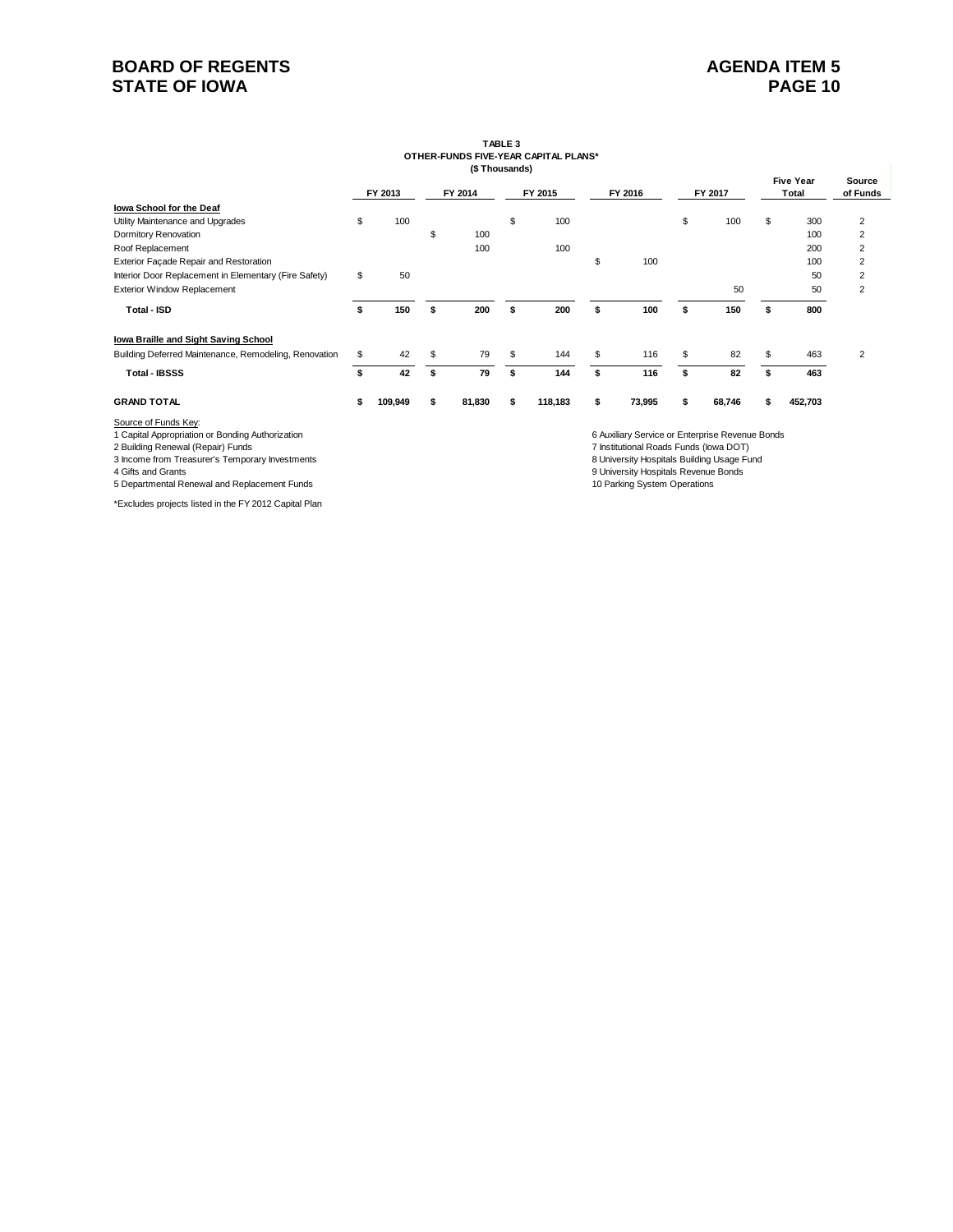**TABLE 3**
**OTHER-FUNDS FIVE-YEAR CAPITAL PLANS***
**($ Thousands)**

| | FY 2013 | FY 2014 | FY 2015 | FY 2016 | FY 2017 | Five Year Total | Source of Funds |
|---|---|---|---|---|---|---|---|
| **Iowa School for the Deaf** | | | | | | | |
| Utility Maintenance and Upgrades | $ 100 | | $ 100 | | $ 100 | $ 300 | 2 |
| Dormitory Renovation | | $ 100 | | | | 100 | 2 |
| Roof Replacement | | 100 | 100 | | | 200 | 2 |
| Exterior Façade Repair and Restoration | | | | $ 100 | | 100 | 2 |
| Interior Door Replacement in Elementary (Fire Safety) | $ 50 | | | | | 50 | 2 |
| Exterior Window Replacement | | | | | 50 | 50 | 2 |
| **Total - ISD** | **$ 150** | **$ 200** | **$ 200** | **$ 100** | **$ 150** | **$ 800** | |
| **Iowa Braille and Sight Saving School** | | | | | | | |
| Building Deferred Maintenance, Remodeling, Renovation | $ 42 | $ 79 | $ 144 | $ 116 | $ 82 | $ 463 | 2 |
| **Total - IBSSS** | **$ 42** | **$ 79** | **$ 144** | **$ 116** | **$ 82** | **$ 463** | |
| **GRAND TOTAL** | **$ 109,949** | **$ 81,830** | **$ 118,183** | **$ 73,995** | **$ 68,746** | **$ 452,703** | |

Source of Funds Key:

1 Capital Appropriation or Bonding Authorization
2 Building Renewal (Repair) Funds
3 Income from Treasurer's Temporary Investments
4 Gifts and Grants
5 Departmental Renewal and Replacement Funds
6 Auxiliary Service or Enterprise Revenue Bonds
7 Institutional Roads Funds (Iowa DOT)
8 University Hospitals Building Usage Fund
9 University Hospitals Revenue Bonds
10 Parking System Operations

*Excludes projects listed in the FY 2012 Capital Plan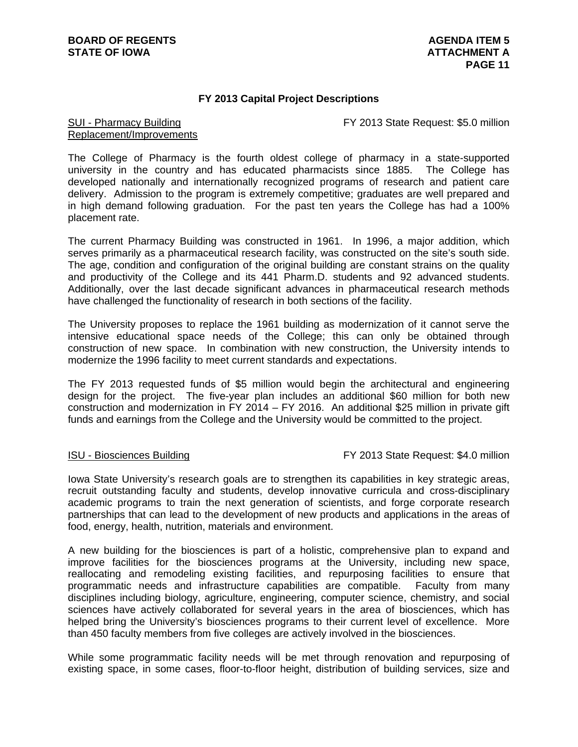## FY 2013 Capital Project Descriptions

<u>SUI - Pharmacy Building Replacement/Improvements</u> — FY 2013 State Request: $5.0 million

The College of Pharmacy is the fourth oldest college of pharmacy in a state-supported university in the country and has educated pharmacists since 1885. The College has developed nationally and internationally recognized programs of research and patient care delivery. Admission to the program is extremely competitive; graduates are well prepared and in high demand following graduation. For the past ten years the College has had a 100% placement rate.

The current Pharmacy Building was constructed in 1961. In 1996, a major addition, which serves primarily as a pharmaceutical research facility, was constructed on the site's south side. The age, condition and configuration of the original building are constant strains on the quality and productivity of the College and its 441 Pharm.D. students and 92 advanced students. Additionally, over the last decade significant advances in pharmaceutical research methods have challenged the functionality of research in both sections of the facility.

The University proposes to replace the 1961 building as modernization of it cannot serve the intensive educational space needs of the College; this can only be obtained through construction of new space. In combination with new construction, the University intends to modernize the 1996 facility to meet current standards and expectations.

The FY 2013 requested funds of $5 million would begin the architectural and engineering design for the project. The five-year plan includes an additional $60 million for both new construction and modernization in FY 2014 – FY 2016. An additional $25 million in private gift funds and earnings from the College and the University would be committed to the project.

<u>ISU - Biosciences Building</u> — FY 2013 State Request: $4.0 million

Iowa State University's research goals are to strengthen its capabilities in key strategic areas, recruit outstanding faculty and students, develop innovative curricula and cross-disciplinary academic programs to train the next generation of scientists, and forge corporate research partnerships that can lead to the development of new products and applications in the areas of food, energy, health, nutrition, materials and environment.

A new building for the biosciences is part of a holistic, comprehensive plan to expand and improve facilities for the biosciences programs at the University, including new space, reallocating and remodeling existing facilities, and repurposing facilities to ensure that programmatic needs and infrastructure capabilities are compatible. Faculty from many disciplines including biology, agriculture, engineering, computer science, chemistry, and social sciences have actively collaborated for several years in the area of biosciences, which has helped bring the University's biosciences programs to their current level of excellence. More than 450 faculty members from five colleges are actively involved in the biosciences.

While some programmatic facility needs will be met through renovation and repurposing of existing space, in some cases, floor-to-floor height, distribution of building services, size and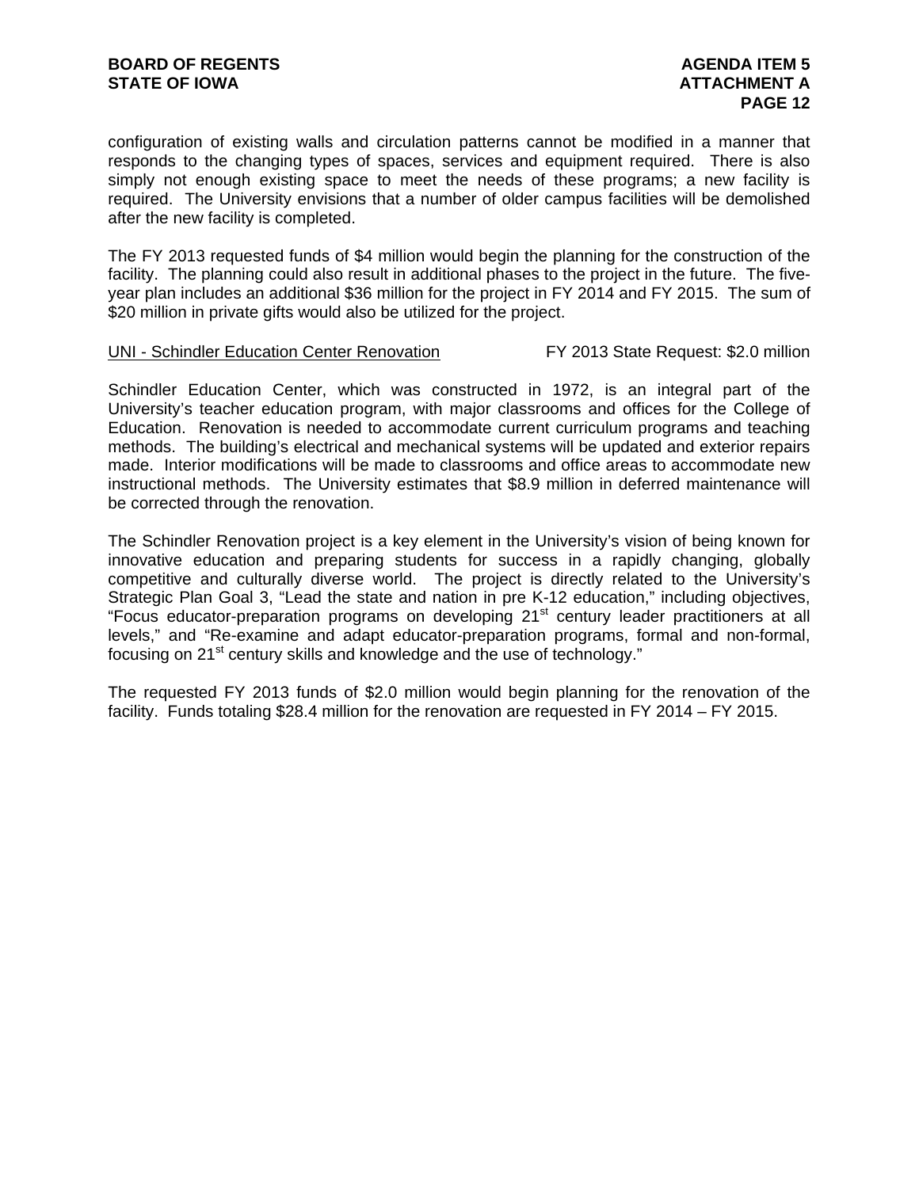configuration of existing walls and circulation patterns cannot be modified in a manner that responds to the changing types of spaces, services and equipment required. There is also simply not enough existing space to meet the needs of these programs; a new facility is required. The University envisions that a number of older campus facilities will be demolished after the new facility is completed.

The FY 2013 requested funds of $4 million would begin the planning for the construction of the facility. The planning could also result in additional phases to the project in the future. The five-year plan includes an additional $36 million for the project in FY 2014 and FY 2015. The sum of $20 million in private gifts would also be utilized for the project.

<u>UNI - Schindler Education Center Renovation</u> FY 2013 State Request: $2.0 million

Schindler Education Center, which was constructed in 1972, is an integral part of the University's teacher education program, with major classrooms and offices for the College of Education. Renovation is needed to accommodate current curriculum programs and teaching methods. The building's electrical and mechanical systems will be updated and exterior repairs made. Interior modifications will be made to classrooms and office areas to accommodate new instructional methods. The University estimates that $8.9 million in deferred maintenance will be corrected through the renovation.

The Schindler Renovation project is a key element in the University's vision of being known for innovative education and preparing students for success in a rapidly changing, globally competitive and culturally diverse world. The project is directly related to the University's Strategic Plan Goal 3, "Lead the state and nation in pre K-12 education," including objectives, "Focus educator-preparation programs on developing 21st century leader practitioners at all levels," and "Re-examine and adapt educator-preparation programs, formal and non-formal, focusing on 21st century skills and knowledge and the use of technology."

The requested FY 2013 funds of $2.0 million would begin planning for the renovation of the facility. Funds totaling $28.4 million for the renovation are requested in FY 2014 – FY 2015.